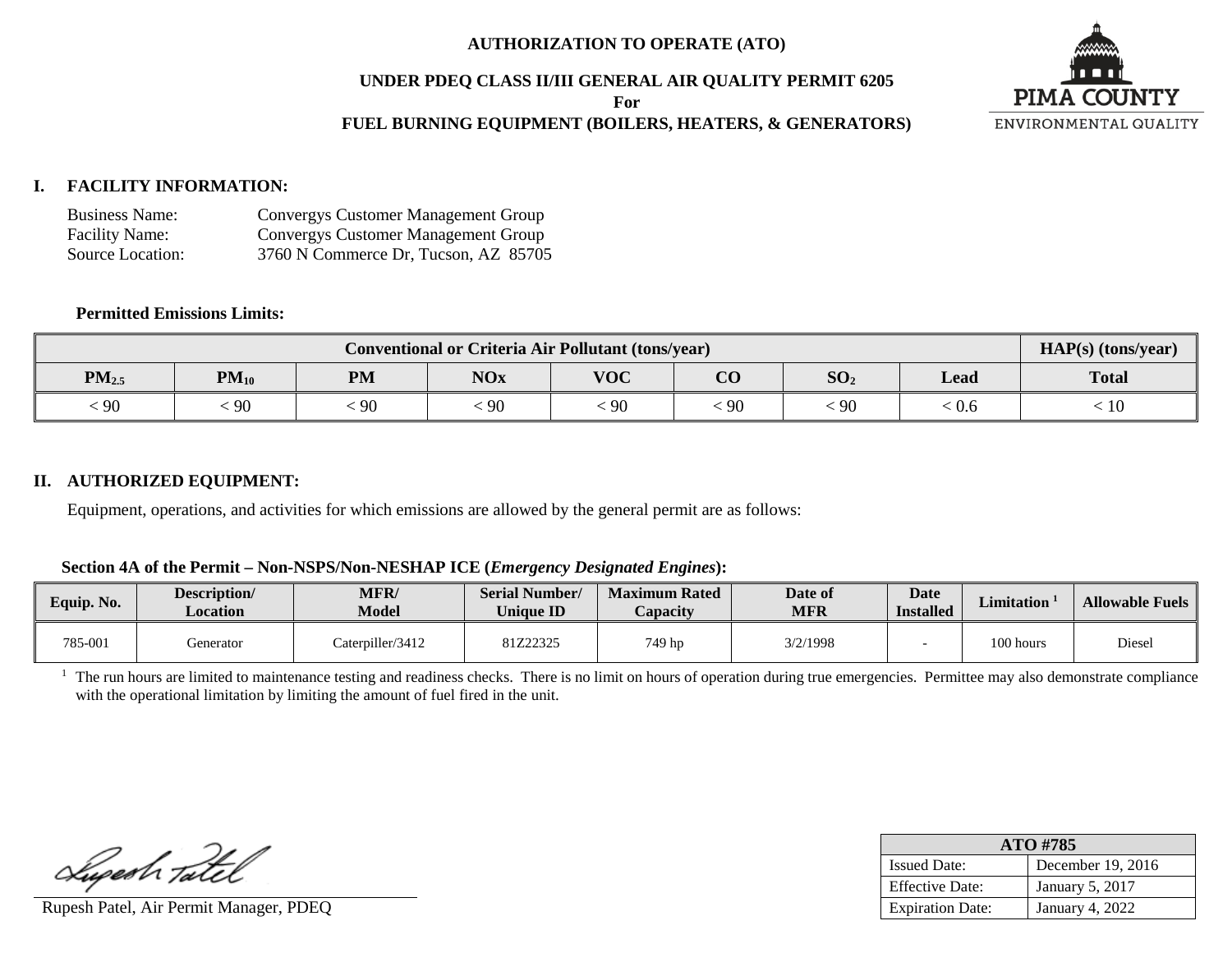# AUTHORIZATION TO OPERATE (ATO)

## UNDER PDEQ CLASS II/III GENERAL AIR QUALITY PERMIT 6205
**For**
## FUEL BURNING EQUIPMENT (BOILERS, HEATERS, & GENERATORS)

PIMA COUNTY
ENVIRONMENTAL QUALITY

## I. FACILITY INFORMATION:

Business Name: Convergys Customer Management Group
Facility Name: Convergys Customer Management Group
Source Location: 3760 N Commerce Dr, Tucson, AZ 85705

**Permitted Emissions Limits:**

| Conventional or Criteria Air Pollutant (tons/year) | | | | | | | | HAP(s) (tons/year) |
|---|---|---|---|---|---|---|---|---|
| $PM_{2.5}$ | $PM_{10}$ | PM | NOx | VOC | CO | $SO_2$ | Lead | Total |
| < 90 | < 90 | < 90 | < 90 | < 90 | < 90 | < 90 | < 0.6 | < 10 |

## II. AUTHORIZED EQUIPMENT:

Equipment, operations, and activities for which emissions are allowed by the general permit are as follows:

**Section 4A of the Permit – Non-NSPS/Non-NESHAP ICE (*Emergency Designated Engines*):**

| Equip. No. | Description/ Location | MFR/ Model | Serial Number/ Unique ID | Maximum Rated Capacity | Date of MFR | Date Installed | Limitation [1] | Allowable Fuels |
|---|---|---|---|---|---|---|---|---|
| 785-001 | Generator | Caterpiller/3412 | 81Z22325 | 749 hp | 3/2/1998 | - | 100 hours | Diesel |

[1] The run hours are limited to maintenance testing and readiness checks. There is no limit on hours of operation during true emergencies. Permittee may also demonstrate compliance with the operational limitation by limiting the amount of fuel fired in the unit.

Rupesh Patel, Air Permit Manager, PDEQ

| ATO #785 | |
|---|---|
| Issued Date: | December 19, 2016 |
| Effective Date: | January 5, 2017 |
| Expiration Date: | January 4, 2022 |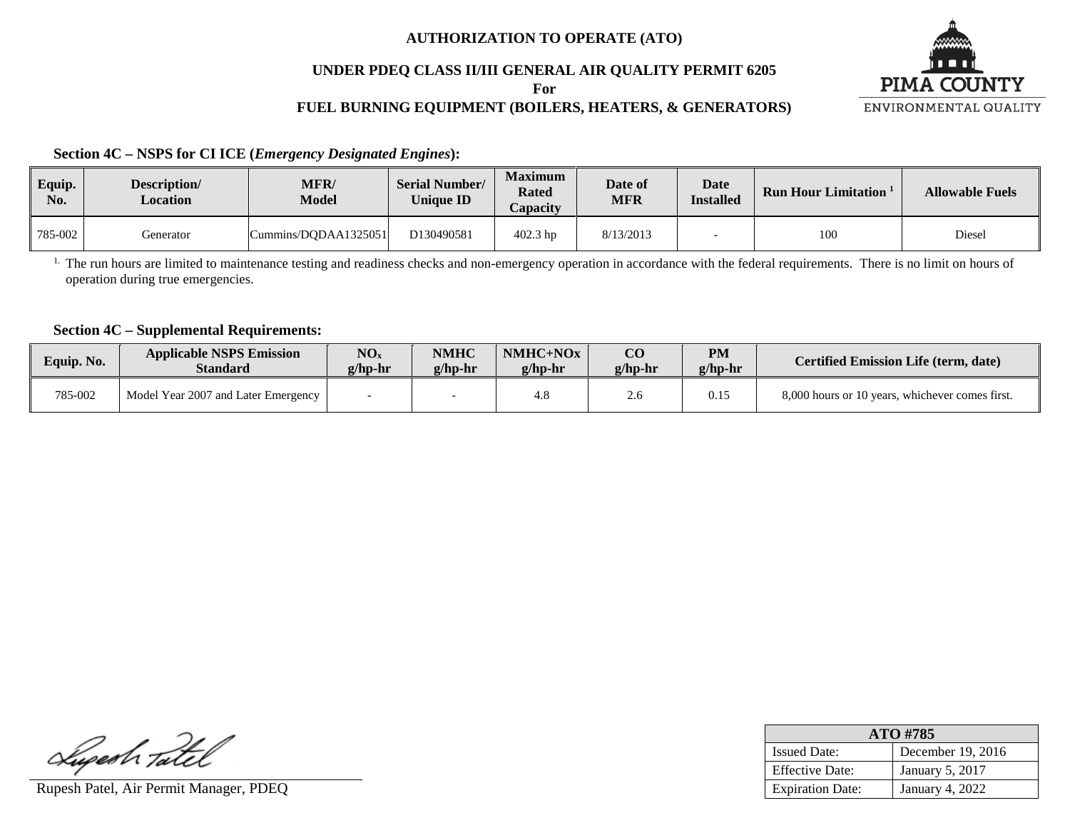**AUTHORIZATION TO OPERATE (ATO)**

**UNDER PDEQ CLASS II/III GENERAL AIR QUALITY PERMIT 6205**

**For**

**FUEL BURNING EQUIPMENT (BOILERS, HEATERS, & GENERATORS)**

PIMA COUNTY ENVIRONMENTAL QUALITY

**Section 4C – NSPS for CI ICE (*Emergency Designated Engines*):**

| Equip. No. | Description/ Location | MFR/ Model | Serial Number/ Unique ID | Maximum Rated Capacity | Date of MFR | Date Installed | Run Hour Limitation [1] | Allowable Fuels |
|---|---|---|---|---|---|---|---|---|
| 785-002 | Generator | Cummins/DQDAA1325051 | D130490581 | 402.3 hp | 8/13/2013 | - | 100 | Diesel |

[1] The run hours are limited to maintenance testing and readiness checks and non-emergency operation in accordance with the federal requirements. There is no limit on hours of operation during true emergencies.

**Section 4C – Supplemental Requirements:**

| Equip. No. | Applicable NSPS Emission Standard | $NO_x$ g/hp-hr | NMHC g/hp-hr | NMHC+NOx g/hp-hr | CO g/hp-hr | PM g/hp-hr | Certified Emission Life (term, date) |
|---|---|---|---|---|---|---|---|
| 785-002 | Model Year 2007 and Later Emergency | - | - | 4.8 | 2.6 | 0.15 | 8,000 hours or 10 years, whichever comes first. |

Rupesh Patel, Air Permit Manager, PDEQ

| ATO #785 | |
|---|---|
| Issued Date: | December 19, 2016 |
| Effective Date: | January 5, 2017 |
| Expiration Date: | January 4, 2022 |